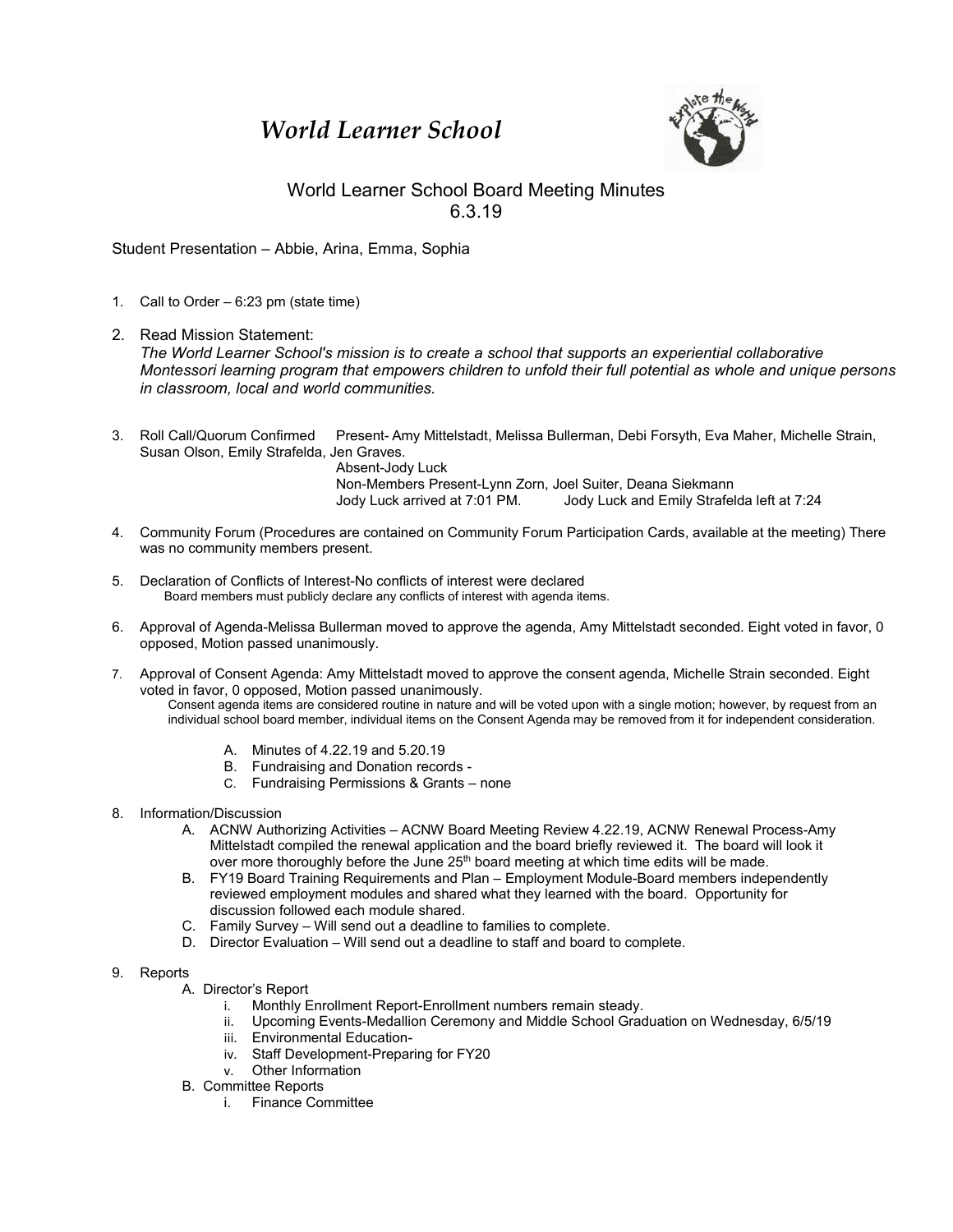# World Learner School

World Learner School Board Meeting Minutes
6.3.19

Student Presentation – Abbie, Arina, Emma, Sophia

1. Call to Order – 6:23 pm (state time)

2. Read Mission Statement:
   *The World Learner School's mission is to create a school that supports an experiential collaborative Montessori learning program that empowers children to unfold their full potential as whole and unique persons in classroom, local and world communities.*

3. Roll Call/Quorum Confirmed Present- Amy Mittelstadt, Melissa Bullerman, Debi Forsyth, Eva Maher, Michelle Strain, Susan Olson, Emily Strafelda, Jen Graves.
   Absent-Jody Luck
   Non-Members Present-Lynn Zorn, Joel Suiter, Deana Siekmann
   Jody Luck arrived at 7:01 PM. Jody Luck and Emily Strafelda left at 7:24

4. Community Forum (Procedures are contained on Community Forum Participation Cards, available at the meeting) There was no community members present.

5. Declaration of Conflicts of Interest-No conflicts of interest were declared
   Board members must publicly declare any conflicts of interest with agenda items.

6. Approval of Agenda-Melissa Bullerman moved to approve the agenda, Amy Mittelstadt seconded. Eight voted in favor, 0 opposed, Motion passed unanimously.

7. Approval of Consent Agenda: Amy Mittelstadt moved to approve the consent agenda, Michelle Strain seconded. Eight voted in favor, 0 opposed, Motion passed unanimously.
   Consent agenda items are considered routine in nature and will be voted upon with a single motion; however, by request from an individual school board member, individual items on the Consent Agenda may be removed from it for independent consideration.
   A. Minutes of 4.22.19 and 5.20.19
   B. Fundraising and Donation records -
   C. Fundraising Permissions & Grants – none

8. Information/Discussion
   A. ACNW Authorizing Activities – ACNW Board Meeting Review 4.22.19, ACNW Renewal Process-Amy Mittelstadt compiled the renewal application and the board briefly reviewed it. The board will look it over more thoroughly before the June 25th board meeting at which time edits will be made.
   B. FY19 Board Training Requirements and Plan – Employment Module-Board members independently reviewed employment modules and shared what they learned with the board. Opportunity for discussion followed each module shared.
   C. Family Survey – Will send out a deadline to families to complete.
   D. Director Evaluation – Will send out a deadline to staff and board to complete.

9. Reports
   A. Director's Report
      i. Monthly Enrollment Report-Enrollment numbers remain steady.
      ii. Upcoming Events-Medallion Ceremony and Middle School Graduation on Wednesday, 6/5/19
      iii. Environmental Education-
      iv. Staff Development-Preparing for FY20
      v. Other Information
   B. Committee Reports
      i. Finance Committee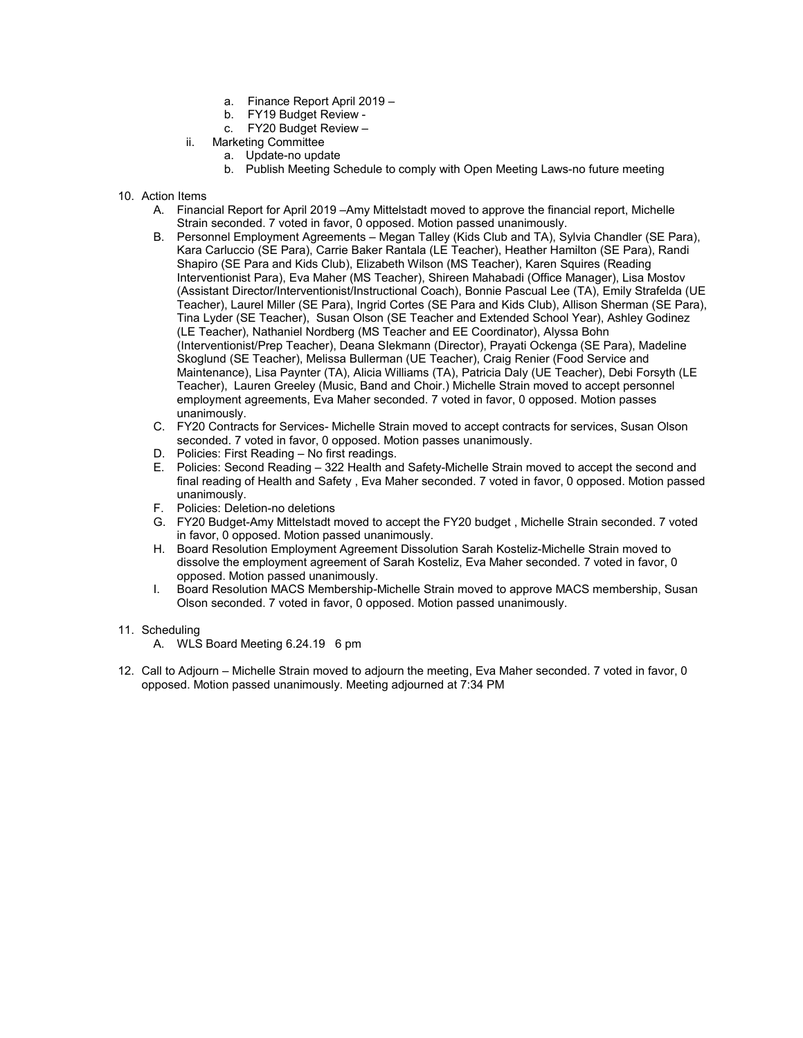- a. Finance Report April 2019 –
   - b. FY19 Budget Review -
   - c. FY20 Budget Review –

   ii. Marketing Committee
   - a. Update-no update
   - b. Publish Meeting Schedule to comply with Open Meeting Laws-no future meeting

10. Action Items
    - A. Financial Report for April 2019 –Amy Mittelstadt moved to approve the financial report, Michelle Strain seconded. 7 voted in favor, 0 opposed. Motion passed unanimously.
    - B. Personnel Employment Agreements – Megan Talley (Kids Club and TA), Sylvia Chandler (SE Para), Kara Carluccio (SE Para), Carrie Baker Rantala (LE Teacher), Heather Hamilton (SE Para), Randi Shapiro (SE Para and Kids Club), Elizabeth Wilson (MS Teacher), Karen Squires (Reading Interventionist Para), Eva Maher (MS Teacher), Shireen Mahabadi (Office Manager), Lisa Mostov (Assistant Director/Interventionist/Instructional Coach), Bonnie Pascual Lee (TA), Emily Strafelda (UE Teacher), Laurel Miller (SE Para), Ingrid Cortes (SE Para and Kids Club), Allison Sherman (SE Para), Tina Lyder (SE Teacher), Susan Olson (SE Teacher and Extended School Year), Ashley Godinez (LE Teacher), Nathaniel Nordberg (MS Teacher and EE Coordinator), Alyssa Bohn (Interventionist/Prep Teacher), Deana Slekmann (Director), Prayati Ockenga (SE Para), Madeline Skoglund (SE Teacher), Melissa Bullerman (UE Teacher), Craig Renier (Food Service and Maintenance), Lisa Paynter (TA), Alicia Williams (TA), Patricia Daly (UE Teacher), Debi Forsyth (LE Teacher), Lauren Greeley (Music, Band and Choir.) Michelle Strain moved to accept personnel employment agreements, Eva Maher seconded. 7 voted in favor, 0 opposed. Motion passes unanimously.
    - C. FY20 Contracts for Services- Michelle Strain moved to accept contracts for services, Susan Olson seconded. 7 voted in favor, 0 opposed. Motion passes unanimously.
    - D. Policies: First Reading – No first readings.
    - E. Policies: Second Reading – 322 Health and Safety-Michelle Strain moved to accept the second and final reading of Health and Safety , Eva Maher seconded. 7 voted in favor, 0 opposed. Motion passed unanimously.
    - F. Policies: Deletion-no deletions
    - G. FY20 Budget-Amy Mittelstadt moved to accept the FY20 budget , Michelle Strain seconded. 7 voted in favor, 0 opposed. Motion passed unanimously.
    - H. Board Resolution Employment Agreement Dissolution Sarah Kosteliz-Michelle Strain moved to dissolve the employment agreement of Sarah Kosteliz, Eva Maher seconded. 7 voted in favor, 0 opposed. Motion passed unanimously.
    - I. Board Resolution MACS Membership-Michelle Strain moved to approve MACS membership, Susan Olson seconded. 7 voted in favor, 0 opposed. Motion passed unanimously.

11. Scheduling
    - A. WLS Board Meeting 6.24.19 6 pm

12. Call to Adjourn – Michelle Strain moved to adjourn the meeting, Eva Maher seconded. 7 voted in favor, 0 opposed. Motion passed unanimously. Meeting adjourned at 7:34 PM